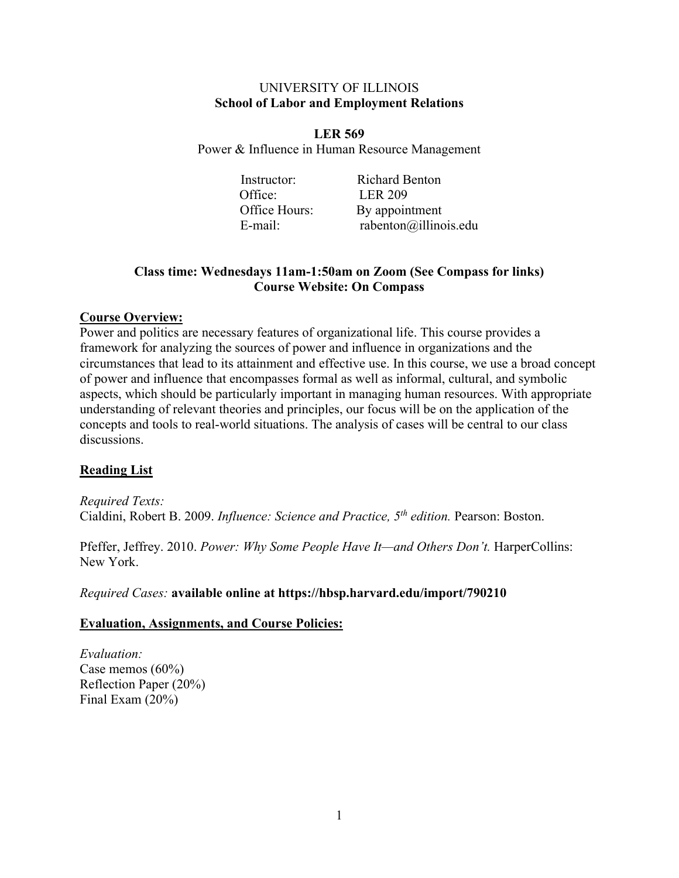UNIVERSITY OF ILLINOIS
**School of Labor and Employment Relations**

**LER 569**
Power & Influence in Human Resource Management

Instructor: Richard Benton
Office: LER 209
Office Hours: By appointment
E-mail: rabenton@illinois.edu

**Class time: Wednesdays 11am-1:50am on Zoom (See Compass for links)**
**Course Website: On Compass**

## Course Overview:

Power and politics are necessary features of organizational life. This course provides a framework for analyzing the sources of power and influence in organizations and the circumstances that lead to its attainment and effective use. In this course, we use a broad concept of power and influence that encompasses formal as well as informal, cultural, and symbolic aspects, which should be particularly important in managing human resources. With appropriate understanding of relevant theories and principles, our focus will be on the application of the concepts and tools to real-world situations. The analysis of cases will be central to our class discussions.

## Reading List

*Required Texts:*
Cialdini, Robert B. 2009. *Influence: Science and Practice, 5th edition.* Pearson: Boston.

Pfeffer, Jeffrey. 2010. *Power: Why Some People Have It—and Others Don't.* HarperCollins: New York.

*Required Cases:* **available online at https://hbsp.harvard.edu/import/790210**

## Evaluation, Assignments, and Course Policies:

*Evaluation:*
Case memos (60%)
Reflection Paper (20%)
Final Exam (20%)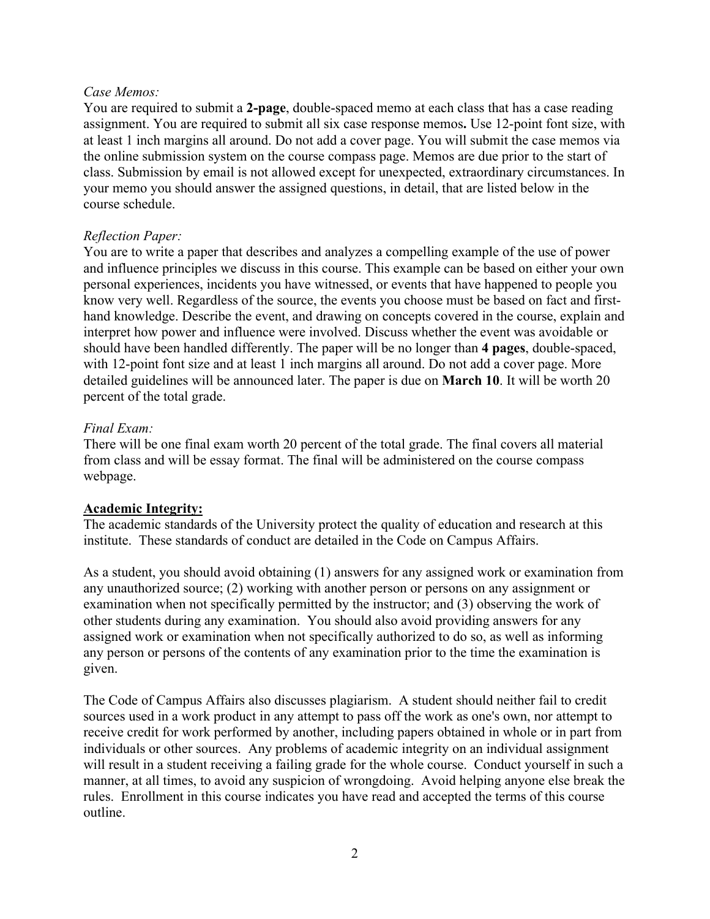*Case Memos:*

You are required to submit a **2-page**, double-spaced memo at each class that has a case reading assignment. You are required to submit all six case response memos**.** Use 12-point font size, with at least 1 inch margins all around. Do not add a cover page. You will submit the case memos via the online submission system on the course compass page. Memos are due prior to the start of class. Submission by email is not allowed except for unexpected, extraordinary circumstances. In your memo you should answer the assigned questions, in detail, that are listed below in the course schedule.

*Reflection Paper:*

You are to write a paper that describes and analyzes a compelling example of the use of power and influence principles we discuss in this course. This example can be based on either your own personal experiences, incidents you have witnessed, or events that have happened to people you know very well. Regardless of the source, the events you choose must be based on fact and first-hand knowledge. Describe the event, and drawing on concepts covered in the course, explain and interpret how power and influence were involved. Discuss whether the event was avoidable or should have been handled differently. The paper will be no longer than **4 pages**, double-spaced, with 12-point font size and at least 1 inch margins all around. Do not add a cover page. More detailed guidelines will be announced later. The paper is due on **March 10**. It will be worth 20 percent of the total grade.

*Final Exam:*

There will be one final exam worth 20 percent of the total grade. The final covers all material from class and will be essay format. The final will be administered on the course compass webpage.

## Academic Integrity:

The academic standards of the University protect the quality of education and research at this institute. These standards of conduct are detailed in the Code on Campus Affairs.

As a student, you should avoid obtaining (1) answers for any assigned work or examination from any unauthorized source; (2) working with another person or persons on any assignment or examination when not specifically permitted by the instructor; and (3) observing the work of other students during any examination. You should also avoid providing answers for any assigned work or examination when not specifically authorized to do so, as well as informing any person or persons of the contents of any examination prior to the time the examination is given.

The Code of Campus Affairs also discusses plagiarism. A student should neither fail to credit sources used in a work product in any attempt to pass off the work as one's own, nor attempt to receive credit for work performed by another, including papers obtained in whole or in part from individuals or other sources. Any problems of academic integrity on an individual assignment will result in a student receiving a failing grade for the whole course. Conduct yourself in such a manner, at all times, to avoid any suspicion of wrongdoing. Avoid helping anyone else break the rules. Enrollment in this course indicates you have read and accepted the terms of this course outline.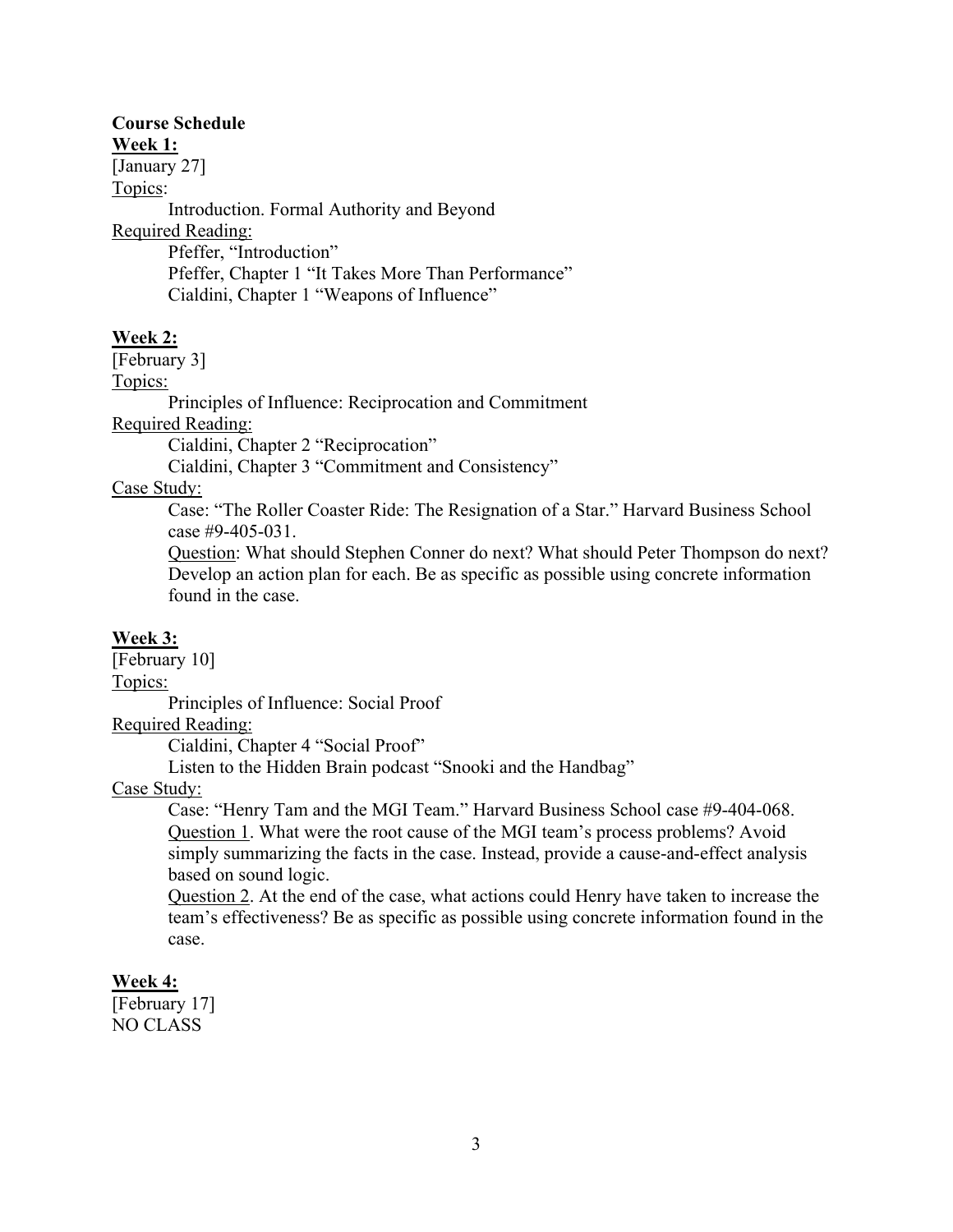## Course Schedule

### Week 1:

[January 27]

Topics:

Introduction. Formal Authority and Beyond

Required Reading:

Pfeffer, "Introduction"
Pfeffer, Chapter 1 "It Takes More Than Performance"
Cialdini, Chapter 1 "Weapons of Influence"

### Week 2:

[February 3]

Topics:

Principles of Influence: Reciprocation and Commitment

Required Reading:

Cialdini, Chapter 2 "Reciprocation"
Cialdini, Chapter 3 "Commitment and Consistency"

Case Study:

Case: "The Roller Coaster Ride: The Resignation of a Star." Harvard Business School case #9-405-031.

Question: What should Stephen Conner do next? What should Peter Thompson do next? Develop an action plan for each. Be as specific as possible using concrete information found in the case.

### Week 3:

[February 10]

Topics:

Principles of Influence: Social Proof

Required Reading:

Cialdini, Chapter 4 "Social Proof"
Listen to the Hidden Brain podcast "Snooki and the Handbag"

Case Study:

Case: "Henry Tam and the MGI Team." Harvard Business School case #9-404-068.

Question 1. What were the root cause of the MGI team's process problems? Avoid simply summarizing the facts in the case. Instead, provide a cause-and-effect analysis based on sound logic.

Question 2. At the end of the case, what actions could Henry have taken to increase the team's effectiveness? Be as specific as possible using concrete information found in the case.

### Week 4:

[February 17]
NO CLASS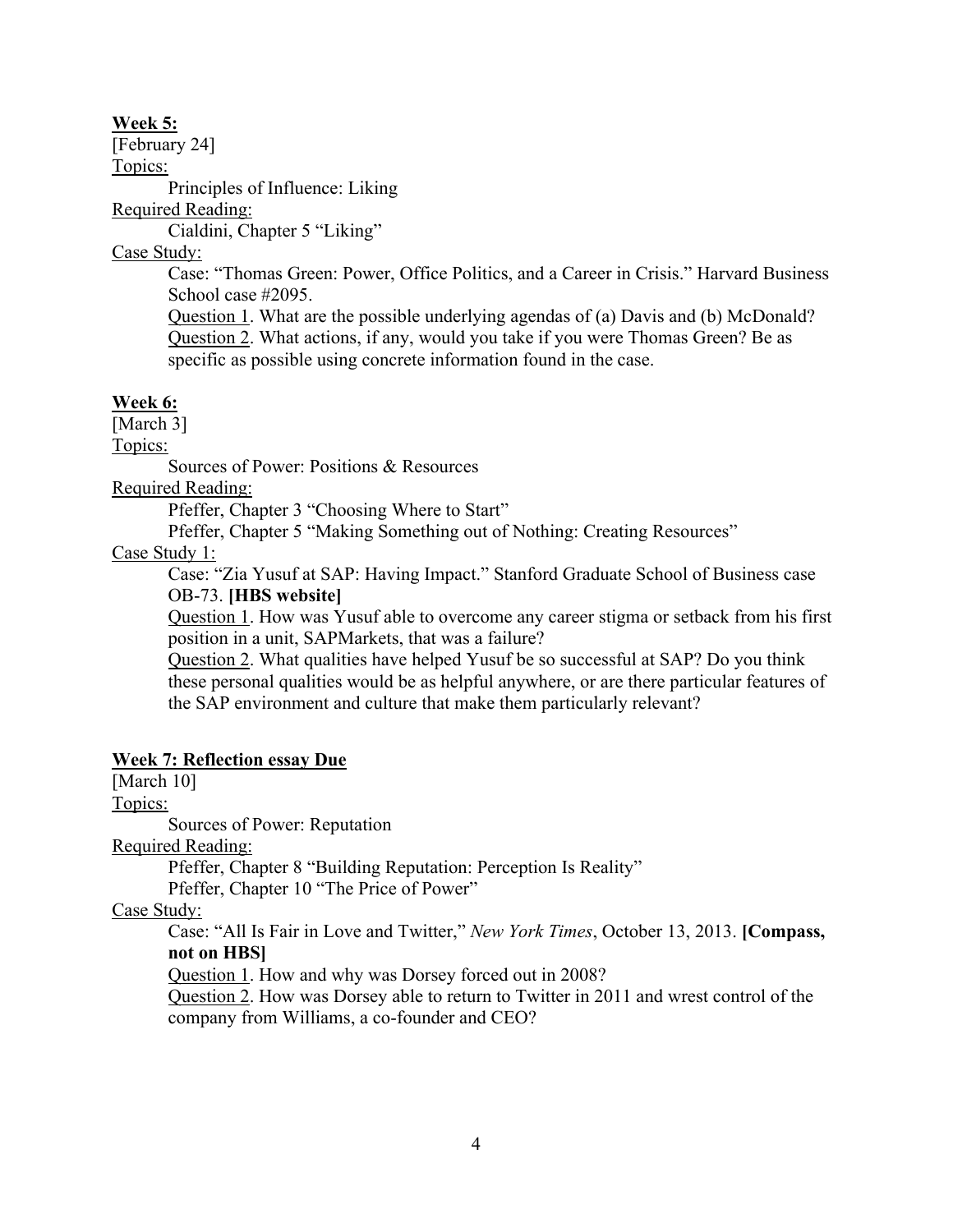**Week 5:**

[February 24]

Topics:

Principles of Influence: Liking

Required Reading:

Cialdini, Chapter 5 "Liking"

Case Study:

Case: "Thomas Green: Power, Office Politics, and a Career in Crisis." Harvard Business School case #2095.

Question 1. What are the possible underlying agendas of (a) Davis and (b) McDonald?

Question 2. What actions, if any, would you take if you were Thomas Green? Be as specific as possible using concrete information found in the case.

**Week 6:**

[March 3]

Topics:

Sources of Power: Positions & Resources

Required Reading:

Pfeffer, Chapter 3 "Choosing Where to Start"

Pfeffer, Chapter 5 "Making Something out of Nothing: Creating Resources"

Case Study 1:

Case: "Zia Yusuf at SAP: Having Impact." Stanford Graduate School of Business case OB-73. **[HBS website]**

Question 1. How was Yusuf able to overcome any career stigma or setback from his first position in a unit, SAPMarkets, that was a failure?

Question 2. What qualities have helped Yusuf be so successful at SAP? Do you think these personal qualities would be as helpful anywhere, or are there particular features of the SAP environment and culture that make them particularly relevant?

**Week 7: Reflection essay Due**

[March 10]

Topics:

Sources of Power: Reputation

Required Reading:

Pfeffer, Chapter 8 "Building Reputation: Perception Is Reality"

Pfeffer, Chapter 10 "The Price of Power"

Case Study:

Case: "All Is Fair in Love and Twitter," *New York Times*, October 13, 2013. **[Compass, not on HBS]**

Question 1. How and why was Dorsey forced out in 2008?

Question 2. How was Dorsey able to return to Twitter in 2011 and wrest control of the company from Williams, a co-founder and CEO?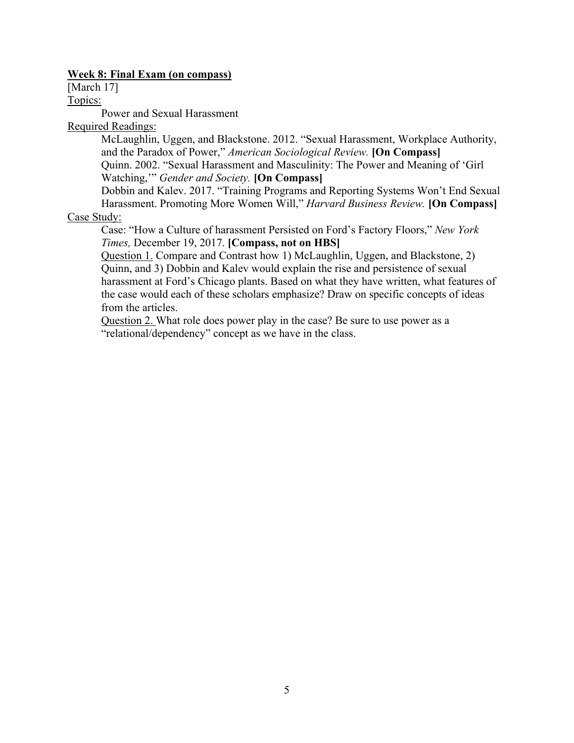**<u>Week 8: Final Exam (on compass)</u>**

[March 17]

<u>Topics:</u>

Power and Sexual Harassment

<u>Required Readings:</u>

McLaughlin, Uggen, and Blackstone. 2012. "Sexual Harassment, Workplace Authority, and the Paradox of Power," *American Sociological Review.* **[On Compass]**

Quinn. 2002. "Sexual Harassment and Masculinity: The Power and Meaning of 'Girl Watching,'" *Gender and Society.* **[On Compass]**

Dobbin and Kalev. 2017. "Training Programs and Reporting Systems Won't End Sexual Harassment. Promoting More Women Will," *Harvard Business Review.* **[On Compass]**

<u>Case Study:</u>

Case: "How a Culture of harassment Persisted on Ford's Factory Floors," *New York Times,* December 19, 2017. **[Compass, not on HBS]**

<u>Question 1.</u> Compare and Contrast how 1) McLaughlin, Uggen, and Blackstone, 2) Quinn, and 3) Dobbin and Kalev would explain the rise and persistence of sexual harassment at Ford's Chicago plants. Based on what they have written, what features of the case would each of these scholars emphasize? Draw on specific concepts of ideas from the articles.

<u>Question 2.</u> What role does power play in the case? Be sure to use power as a "relational/dependency" concept as we have in the class.